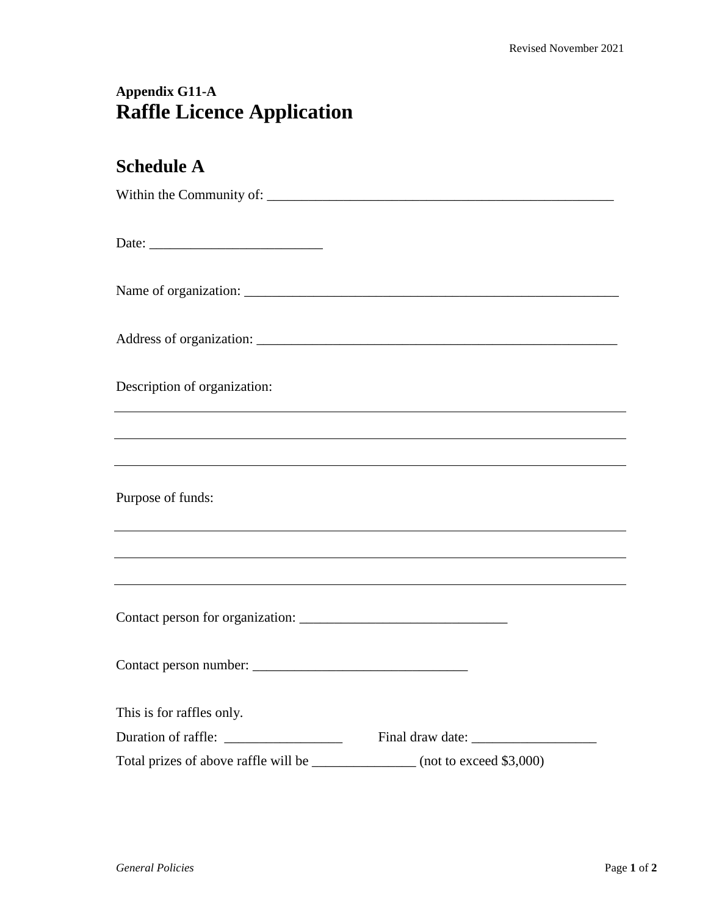**Appendix G11-A**

# Raffle Licence Application

## Schedule A

Within the Community of: ___________________________________________________

Date: _________________________

Name of organization: _______________________________________________________

Address of organization: _____________________________________________________

Description of organization:

___________________________________________________________________________

___________________________________________________________________________

___________________________________________________________________________

Purpose of funds:

___________________________________________________________________________

___________________________________________________________________________

___________________________________________________________________________

Contact person for organization: ______________________________

Contact person number: _______________________________

This is for raffles only.

Duration of raffle: _________________ Final draw date: __________________

Total prizes of above raffle will be _______________ (not to exceed $3,000)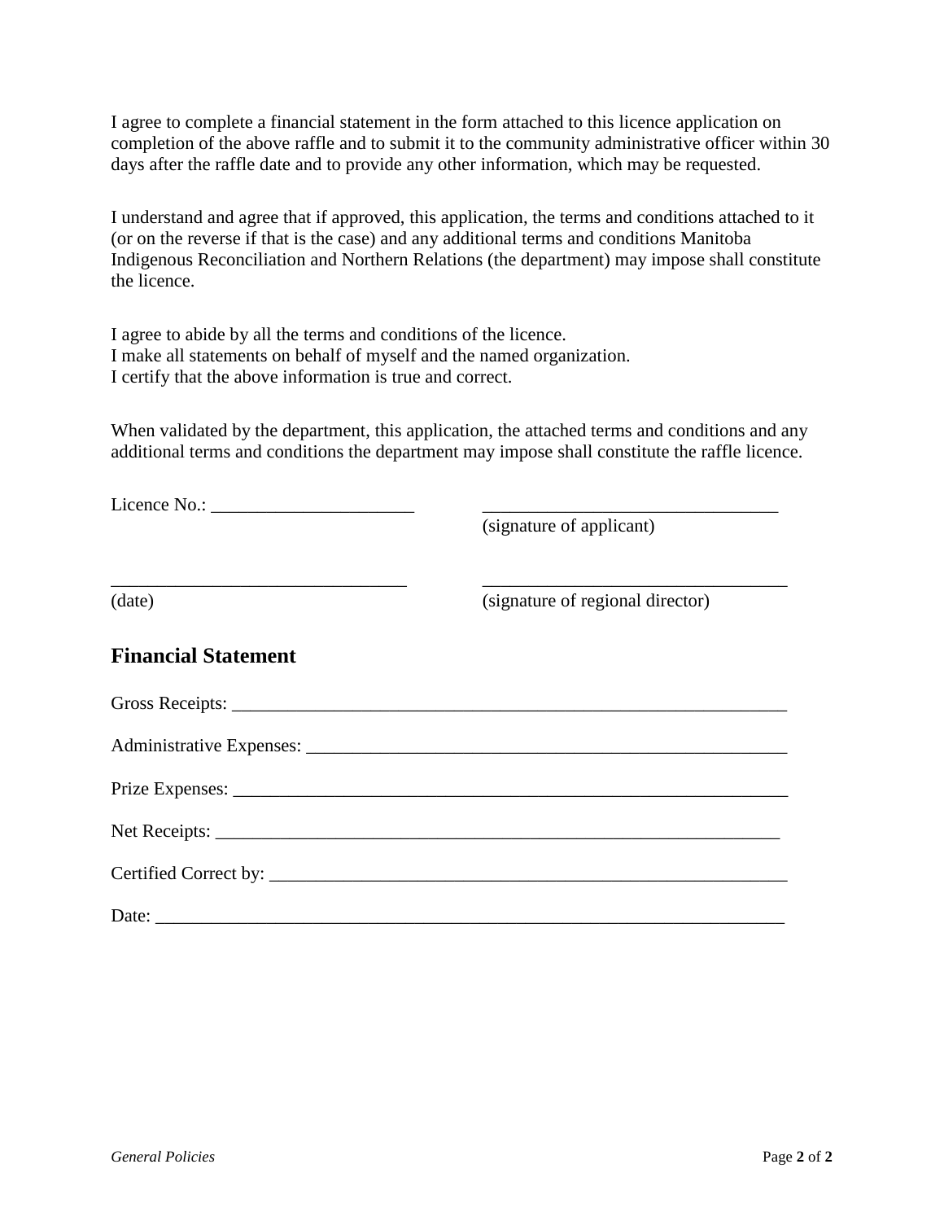I agree to complete a financial statement in the form attached to this licence application on completion of the above raffle and to submit it to the community administrative officer within 30 days after the raffle date and to provide any other information, which may be requested.

I understand and agree that if approved, this application, the terms and conditions attached to it (or on the reverse if that is the case) and any additional terms and conditions Manitoba Indigenous Reconciliation and Northern Relations (the department) may impose shall constitute the licence.

I agree to abide by all the terms and conditions of the licence.
I make all statements on behalf of myself and the named organization.
I certify that the above information is true and correct.

When validated by the department, this application, the attached terms and conditions and any additional terms and conditions the department may impose shall constitute the raffle licence.

Licence No.: ______________________ &nbsp;&nbsp;&nbsp;&nbsp; ________________________________
(signature of applicant)

________________________________ &nbsp;&nbsp;&nbsp;&nbsp; ________________________________
(date) &nbsp;&nbsp;&nbsp;&nbsp; (signature of regional director)

## Financial Statement

Gross Receipts: ____________________________________________________________

Administrative Expenses: ____________________________________________________

Prize Expenses: ____________________________________________________________

Net Receipts: ______________________________________________________________

Certified Correct by: ________________________________________________________

Date: _____________________________________________________________________